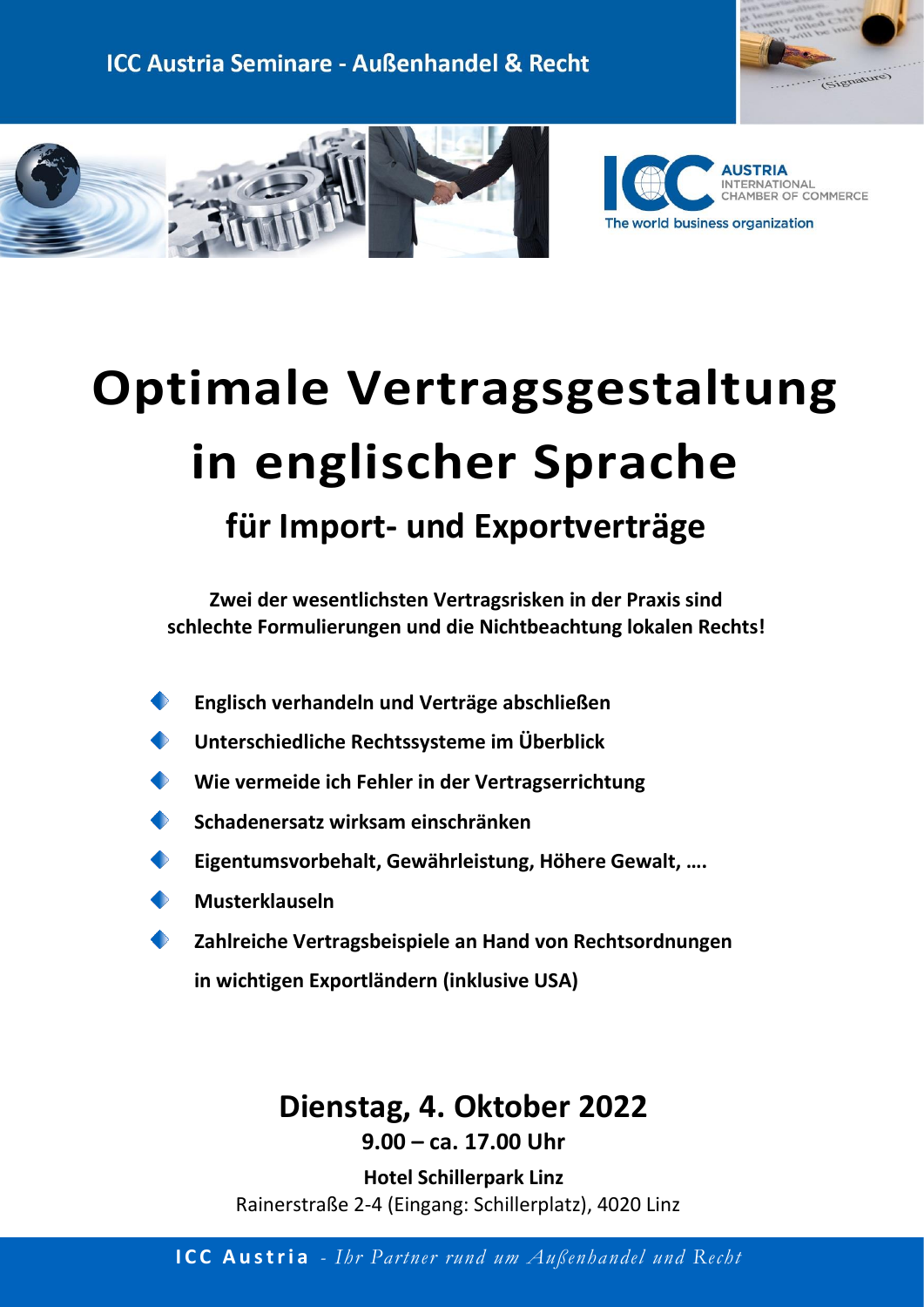ICC Austria Seminare - Außenhandel & Recht

AUSTRIA
INTERNATIONAL
CHAMBER OF COMMERCE
The world business organization

# Optimale Vertragsgestaltung in englischer Sprache

## für Import- und Exportverträge

**Zwei der wesentlichsten Vertragsrisken in der Praxis sind schlechte Formulierungen und die Nichtbeachtung lokalen Rechts!**

- **Englisch verhandeln und Verträge abschließen**
- **Unterschiedliche Rechtssysteme im Überblick**
- **Wie vermeide ich Fehler in der Vertragserrichtung**
- **Schadenersatz wirksam einschränken**
- **Eigentumsvorbehalt, Gewährleistung, Höhere Gewalt, ….**
- **Musterklauseln**
- **Zahlreiche Vertragsbeispiele an Hand von Rechtsordnungen in wichtigen Exportländern (inklusive USA)**

## Dienstag, 4. Oktober 2022

**9.00 – ca. 17.00 Uhr**

**Hotel Schillerpark Linz**
Rainerstraße 2-4 (Eingang: Schillerplatz), 4020 Linz

**ICC Austria** - *Ihr Partner rund um Außenhandel und Recht*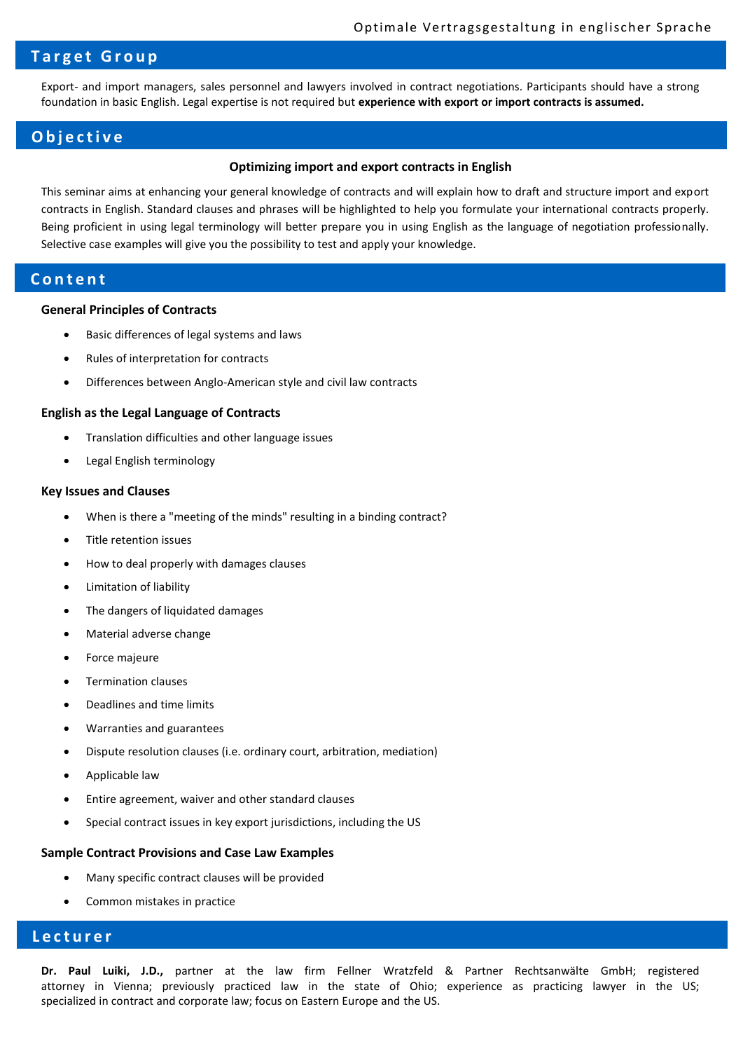## Target Group

Export- and import managers, sales personnel and lawyers involved in contract negotiations. Participants should have a strong foundation in basic English. Legal expertise is not required but **experience with export or import contracts is assumed.**

## Objective

**Optimizing import and export contracts in English**

This seminar aims at enhancing your general knowledge of contracts and will explain how to draft and structure import and export contracts in English. Standard clauses and phrases will be highlighted to help you formulate your international contracts properly. Being proficient in using legal terminology will better prepare you in using English as the language of negotiation professionally. Selective case examples will give you the possibility to test and apply your knowledge.

## Content

**General Principles of Contracts**

- Basic differences of legal systems and laws
- Rules of interpretation for contracts
- Differences between Anglo-American style and civil law contracts

**English as the Legal Language of Contracts**

- Translation difficulties and other language issues
- Legal English terminology

**Key Issues and Clauses**

- When is there a "meeting of the minds" resulting in a binding contract?
- Title retention issues
- How to deal properly with damages clauses
- Limitation of liability
- The dangers of liquidated damages
- Material adverse change
- Force majeure
- Termination clauses
- Deadlines and time limits
- Warranties and guarantees
- Dispute resolution clauses (i.e. ordinary court, arbitration, mediation)
- Applicable law
- Entire agreement, waiver and other standard clauses
- Special contract issues in key export jurisdictions, including the US

**Sample Contract Provisions and Case Law Examples**

- Many specific contract clauses will be provided
- Common mistakes in practice

## Lecturer

**Dr. Paul Luiki, J.D.,** partner at the law firm Fellner Wratzfeld & Partner Rechtsanwälte GmbH; registered attorney in Vienna; previously practiced law in the state of Ohio; experience as practicing lawyer in the US; specialized in contract and corporate law; focus on Eastern Europe and the US.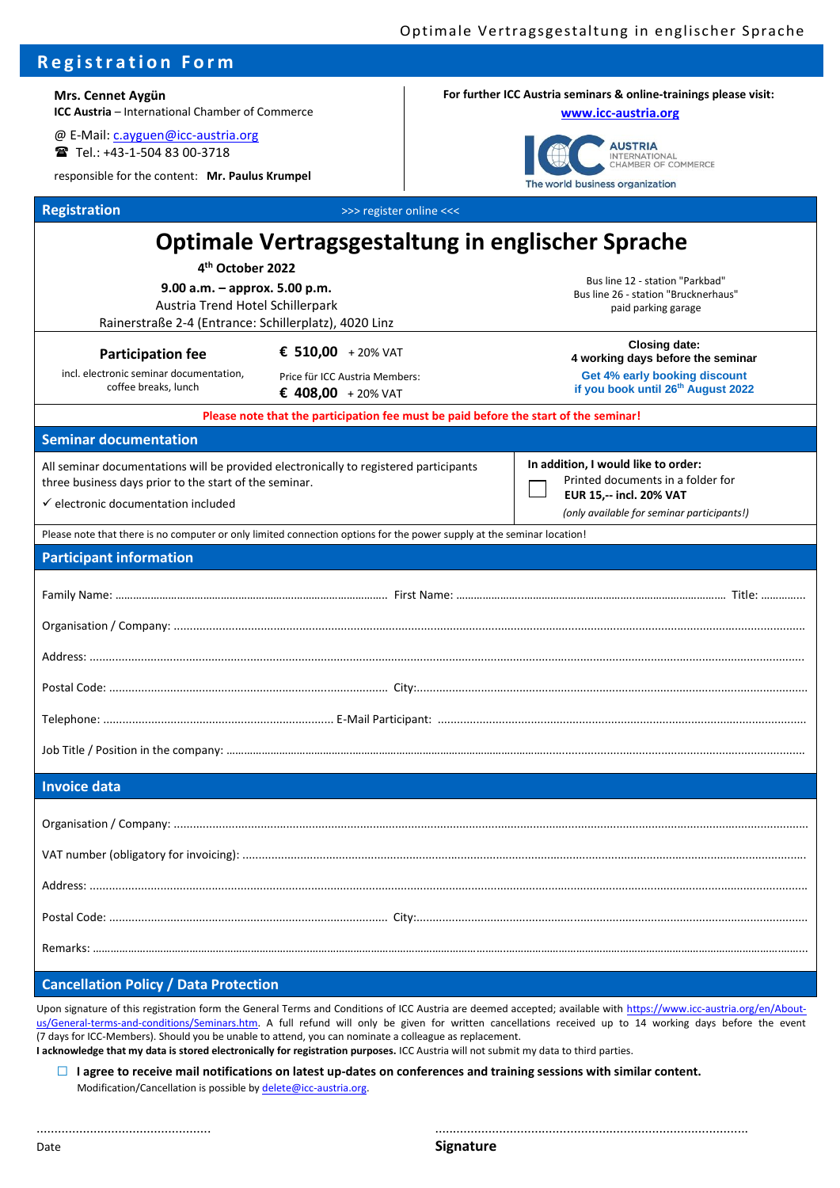## Registration Form

**Mrs. Cennet Aygün**
**ICC Austria** – International Chamber of Commerce

@ E-Mail: c.ayguen@icc-austria.org
☎ Tel.: +43-1-504 83 00-3718

responsible for the content: **Mr. Paulus Krumpel**

**For further ICC Austria seminars & online-trainings please visit:**
**www.icc-austria.org**

ICC AUSTRIA INTERNATIONAL CHAMBER OF COMMERCE
The world business organization

### Registration

>>> register online <<<

# Optimale Vertragsgestaltung in englischer Sprache

**4th October 2022**
**9.00 a.m. – approx. 5.00 p.m.**
Austria Trend Hotel Schillerpark
Rainerstraße 2-4 (Entrance: Schillerplatz), 4020 Linz

Bus line 12 - station "Parkbad"
Bus line 26 - station "Brucknerhaus"
paid parking garage

**Participation fee**
incl. electronic seminar documentation, coffee breaks, lunch

**€ 510,00** + 20% VAT

Price für ICC Austria Members:
**€ 408,00** + 20% VAT

**Closing date:**
**4 working days before the seminar**
**Get 4% early booking discount if you book until 26th August 2022**

**Please note that the participation fee must be paid before the start of the seminar!**

### Seminar documentation

All seminar documentations will be provided electronically to registered participants three business days prior to the start of the seminar.

✓ electronic documentation included

**In addition, I would like to order:**
☐ Printed documents in a folder for **EUR 15,-- incl. 20% VAT**
*(only available for seminar participants!)*

Please note that there is no computer or only limited connection options for the power supply at the seminar location!

### Participant information

Family Name: .................................................. First Name: .................................................. Title: ..............

Organisation / Company: ..................................................

Address: ..................................................

Postal Code: .................................................. City:..................................................

Telephone: .................................................. E-Mail Participant: ..................................................

Job Title / Position in the company: ..................................................

### Invoice data

Organisation / Company: ..................................................

VAT number (obligatory for invoicing): ..................................................

Address: ..................................................

Postal Code: .................................................. City:..................................................

Remarks: ..................................................

### Cancellation Policy / Data Protection

Upon signature of this registration form the General Terms and Conditions of ICC Austria are deemed accepted; available with https://www.icc-austria.org/en/About-us/General-terms-and-conditions/Seminars.htm. A full refund will only be given for written cancellations received up to 14 working days before the event (7 days for ICC-Members). Should you be unable to attend, you can nominate a colleague as replacement.
**I acknowledge that my data is stored electronically for registration purposes.** ICC Austria will not submit my data to third parties.

☐ **I agree to receive mail notifications on latest up-dates on conferences and training sessions with similar content.**
Modification/Cancellation is possible by delete@icc-austria.org.

..................................................
Date

..................................................
**Signature**